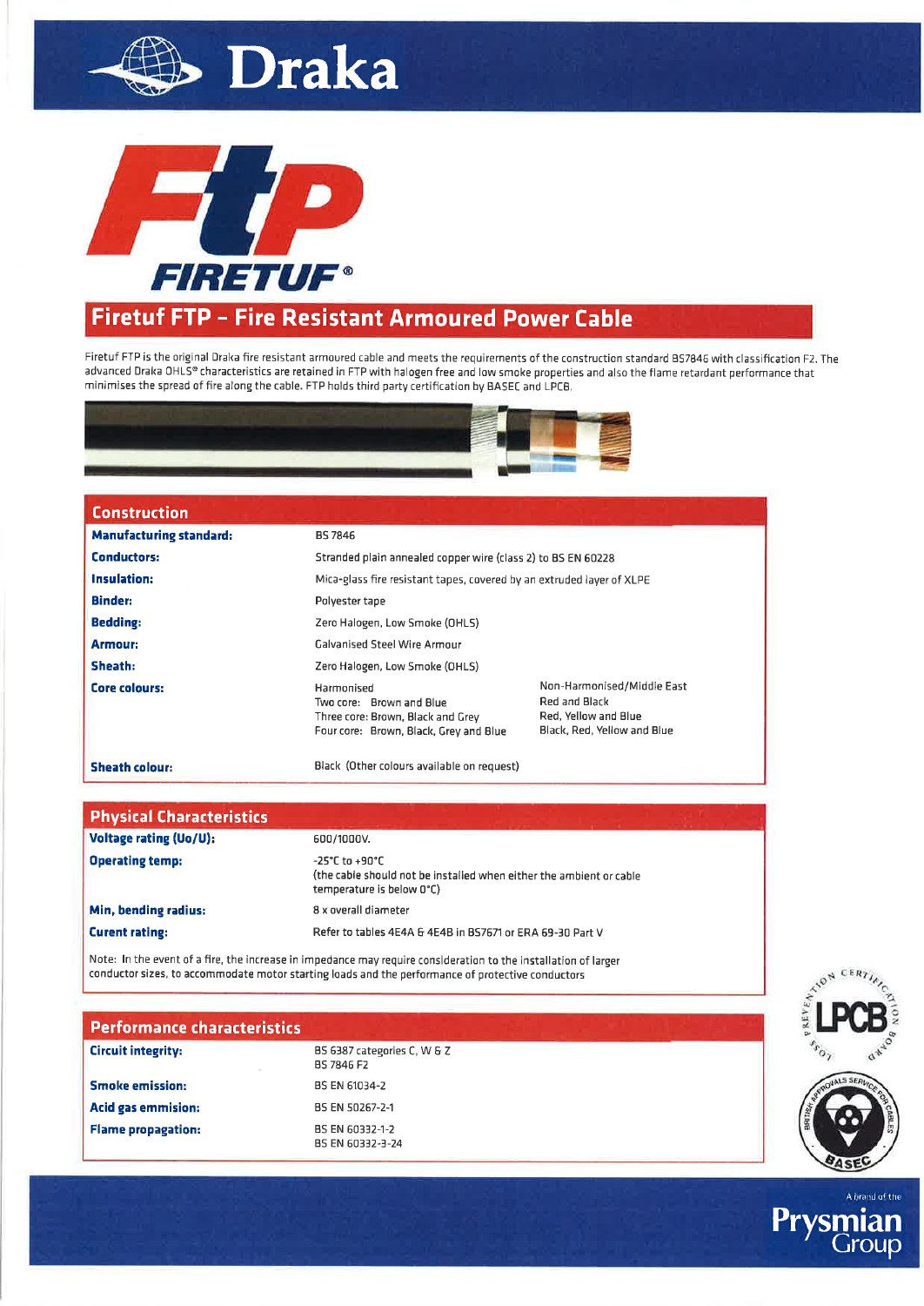# Draka

# FTP FIRETUF®

## Firetuf FTP – Fire Resistant Armoured Power Cable

Firetuf FTP is the original Draka fire resistant armoured cable and meets the requirements of the construction standard BS7846 with classification F2. The advanced Draka OHLS® characteristics are retained in FTP with halogen free and low smoke properties and also the flame retardant performance that minimises the spread of fire along the cable. FTP holds third party certification by BASEC and LPCB.

### Construction

| | | |
|---|---|---|
| **Manufacturing standard:** | BS 7846 | |
| **Conductors:** | Stranded plain annealed copper wire (class 2) to BS EN 60228 | |
| **Insulation:** | Mica-glass fire resistant tapes, covered by an extruded layer of XLPE | |
| **Binder:** | Polyester tape | |
| **Bedding:** | Zero Halogen, Low Smoke (OHLS) | |
| **Armour:** | Galvanised Steel Wire Armour | |
| **Sheath:** | Zero Halogen, Low Smoke (OHLS) | |
| **Core colours:** | Harmonised<br>Two core: Brown and Blue<br>Three core: Brown, Black and Grey<br>Four core: Brown, Black, Grey and Blue | Non-Harmonised/Middle East<br>Red and Black<br>Red, Yellow and Blue<br>Black, Red, Yellow and Blue |
| **Sheath colour:** | Black (Other colours available on request) | |

### Physical Characteristics

| | |
|---|---|
| **Voltage rating (Uo/U):** | 600/1000V. |
| **Operating temp:** | -25°C to +90°C<br>(the cable should not be installed when either the ambient or cable temperature is below 0°C) |
| **Min, bending radius:** | 8 x overall diameter |
| **Curent rating:** | Refer to tables 4E4A & 4E4B in BS7671 or ERA 69-30 Part V |

Note: In the event of a fire, the increase in impedance may require consideration to the installation of larger conductor sizes, to accommodate motor starting loads and the performance of protective conductors

### Performance characteristics

| | |
|---|---|
| **Circuit integrity:** | BS 6387 categories C, W & Z<br>BS 7846 F2 |
| **Smoke emission:** | BS EN 61034-2 |
| **Acid gas emmision:** | BS EN 50267-2-1 |
| **Flame propagation:** | BS EN 60332-1-2<br>BS EN 60332-3-24 |

LPCB — Loss Prevention Certification Board

BASEC — British Approvals Service for Cables

A brand of the Prysmian Group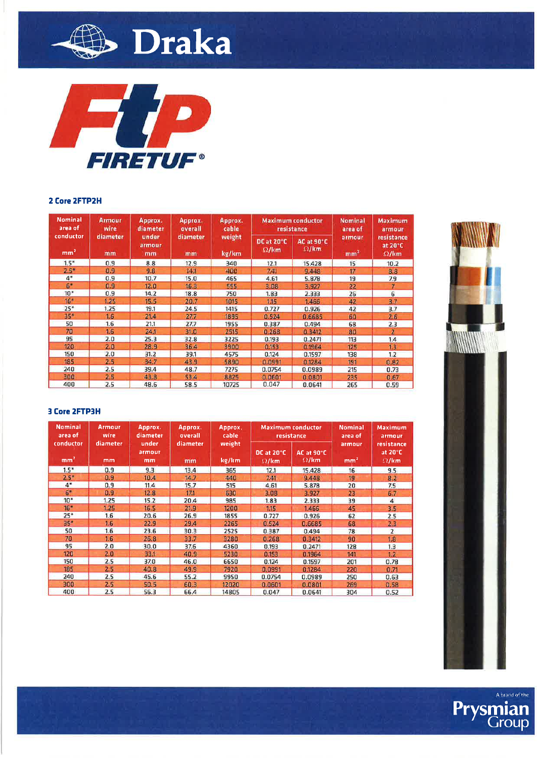Draka

FIRETUF®

### 2 Core 2FTP2H

| Nominal area of conductor mm² | Armour wire diameter mm | Approx. diameter under armour mm | Approx. overall diameter mm | Approx. cable weight kg/km | Maximum conductor resistance DC at 20°C Ω/km | Maximum conductor resistance AC at 90°C Ω/km | Nominal area of armour mm² | Maximum armour resistance at 20°C Ω/km |
|---|---|---|---|---|---|---|---|---|
| 1.5* | 0.9 | 8.8 | 12.9 | 340 | 12.1 | 15.428 | 15 | 10.2 |
| 2.5* | 0.9 | 9.8 | 14.1 | 400 | 7.41 | 9.448 | 17 | 8.8 |
| 4* | 0.9 | 10.7 | 15.0 | 465 | 4.61 | 5.878 | 19 | 7.9 |
| 6* | 0.9 | 12.0 | 16.3 | 555 | 3.08 | 3.927 | 22 | 7 |
| 10* | 0.9 | 14.2 | 18.8 | 750 | 1.83 | 2.333 | 26 | 6 |
| 16* | 1.25 | 15.5 | 20.7 | 1015 | 1.15 | 1.466 | 42 | 3.7 |
| 25* | 1.25 | 19.1 | 24.5 | 1415 | 0.727 | 0.926 | 42 | 3.7 |
| 35* | 1.6 | 21.4 | 27.7 | 1895 | 0.524 | 0.6685 | 60 | 2.6 |
| 50 | 1.6 | 21.1 | 27.7 | 1955 | 0.387 | 0.494 | 68 | 2.3 |
| 70 | 1.6 | 24.1 | 31.0 | 2515 | 0.268 | 0.3412 | 80 | 2 |
| 95 | 2.0 | 25.3 | 32.8 | 3225 | 0.193 | 0.2471 | 113 | 1.4 |
| 120 | 2.0 | 28.9 | 36.4 | 3900 | 0.153 | 0.1964 | 125 | 1.3 |
| 150 | 2.0 | 31.2 | 39.1 | 4575 | 0.124 | 0.1597 | 138 | 1.2 |
| 185 | 2.5 | 34.7 | 43.9 | 5890 | 0.0991 | 0.1284 | 191 | 0.82 |
| 240 | 2.5 | 39.4 | 48.7 | 7275 | 0.0754 | 0.0989 | 215 | 0.73 |
| 300 | 2.5 | 43.8 | 53.4 | 8825 | 0.0601 | 0.0801 | 235 | 0.67 |
| 400 | 2.5 | 48.6 | 58.5 | 10725 | 0.047 | 0.0641 | 265 | 0.59 |

### 3 Core 2FTP3H

| Nominal area of conductor mm² | Armour wire diameter mm | Approx. diameter under armour mm | Approx. overall diameter mm | Approx. cable weight kg/km | Maximum conductor resistance DC at 20°C Ω/km | Maximum conductor resistance AC at 90°C Ω/km | Nominal area of armour mm² | Maximum armour resistance at 20°C Ω/km |
|---|---|---|---|---|---|---|---|---|
| 1.5* | 0.9 | 9.3 | 13.4 | 365 | 12.1 | 15.428 | 16 | 9.5 |
| 2.5* | 0.9 | 10.4 | 14.7 | 440 | 7.41 | 9.448 | 19 | 8.2 |
| 4* | 0.9 | 11.4 | 15.7 | 515 | 4.61 | 5.878 | 20 | 7.5 |
| 6* | 0.9 | 12.8 | 17.1 | 630 | 3.08 | 3.927 | 23 | 6.7 |
| 10* | 1.25 | 15.2 | 20.4 | 985 | 1.83 | 2.333 | 39 | 4 |
| 16* | 1.25 | 16.5 | 21.9 | 1200 | 1.15 | 1.466 | 45 | 3.5 |
| 25* | 1.6 | 20.6 | 26.9 | 1855 | 0.727 | 0.926 | 62 | 2.5 |
| 35* | 1.6 | 22.9 | 29.4 | 2265 | 0.524 | 0.6685 | 68 | 2.3 |
| 50 | 1.6 | 23.6 | 30.3 | 2525 | 0.387 | 0.494 | 78 | 2 |
| 70 | 1.6 | 26.8 | 33.7 | 3280 | 0.268 | 0.3412 | 90 | 1.8 |
| 95 | 2.0 | 30.0 | 37.6 | 4360 | 0.193 | 0.2471 | 128 | 1.3 |
| 120 | 2.0 | 33.1 | 40.9 | 5230 | 0.153 | 0.1964 | 141 | 1.2 |
| 150 | 2.5 | 37.0 | 46.0 | 6650 | 0.124 | 0.1597 | 201 | 0.78 |
| 185 | 2.5 | 40.8 | 49.9 | 7920 | 0.0991 | 0.1284 | 220 | 0.71 |
| 240 | 2.5 | 45.6 | 55.2 | 9950 | 0.0754 | 0.0989 | 250 | 0.63 |
| 300 | 2.5 | 50.5 | 60.3 | 12020 | 0.0601 | 0.0801 | 269 | 0.58 |
| 400 | 2.5 | 56.3 | 66.4 | 14805 | 0.047 | 0.0641 | 304 | 0.52 |

A brand of the Prysmian Group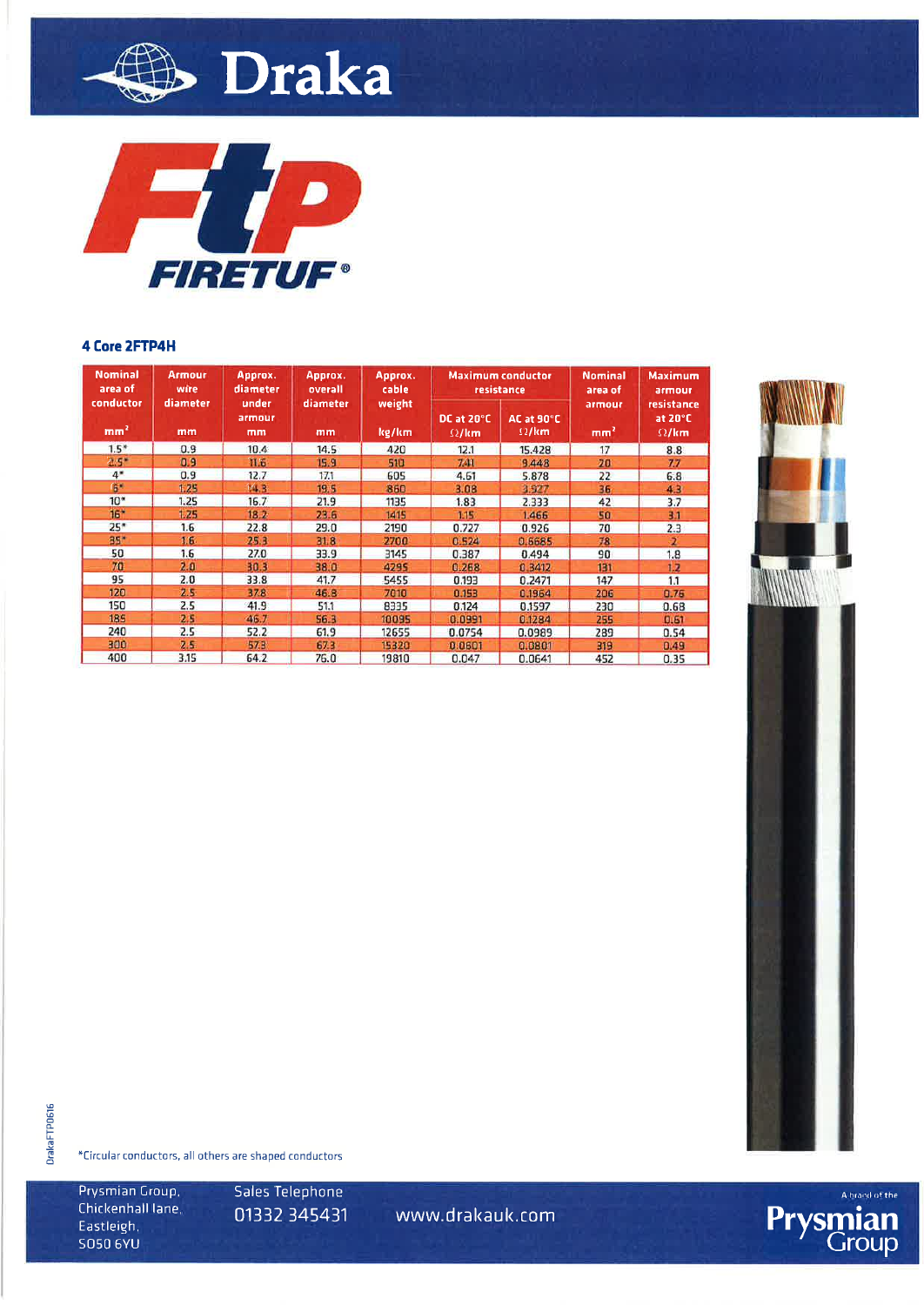# Draka

**FtP FIRETUF®**

### 4 Core 2FTP4H

| Nominal area of conductor | Armour wire diameter | Approx. diameter under armour | Approx. overall diameter | Approx. cable weight | Maximum conductor resistance | | Nominal area of armour | Maximum armour resistance at 20°C |
|---|---|---|---|---|---|---|---|---|
| | | | | | DC at 20°C | AC at 90°C | | |
| $mm^2$ | mm | mm | mm | kg/km | Ω/km | Ω/km | $mm^2$ | Ω/km |
| 1.5* | 0.9 | 10.4 | 14.5 | 420 | 12.1 | 15.428 | 17 | 8.8 |
| 2.5* | 0.9 | 11.6 | 15.9 | 510 | 7.41 | 9.448 | 20 | 7.7 |
| 4* | 0.9 | 12.7 | 17.1 | 605 | 4.61 | 5.878 | 22 | 6.8 |
| 6* | 1.25 | 14.3 | 19.5 | 860 | 3.08 | 3.927 | 36 | 4.3 |
| 10* | 1.25 | 16.7 | 21.9 | 1135 | 1.83 | 2.333 | 42 | 3.7 |
| 16* | 1.25 | 18.2 | 23.6 | 1415 | 1.15 | 1.466 | 50 | 3.1 |
| 25* | 1.6 | 22.8 | 29.0 | 2190 | 0.727 | 0.926 | 70 | 2.3 |
| 35* | 1.6 | 25.3 | 31.8 | 2700 | 0.524 | 0.6685 | 78 | 2 |
| 50 | 1.6 | 27.0 | 33.9 | 3145 | 0.387 | 0.494 | 90 | 1.8 |
| 70 | 2.0 | 30.3 | 38.0 | 4295 | 0.268 | 0.3412 | 131 | 1.2 |
| 95 | 2.0 | 33.8 | 41.7 | 5455 | 0.193 | 0.2471 | 147 | 1.1 |
| 120 | 2.5 | 37.8 | 46.8 | 7010 | 0.153 | 0.1964 | 206 | 0.76 |
| 150 | 2.5 | 41.9 | 51.1 | 8335 | 0.124 | 0.1597 | 230 | 0.68 |
| 185 | 2.5 | 46.7 | 56.3 | 10095 | 0.0991 | 0.1284 | 255 | 0.61 |
| 240 | 2.5 | 52.2 | 61.9 | 12655 | 0.0754 | 0.0989 | 289 | 0.54 |
| 300 | 2.5 | 57.3 | 67.3 | 15320 | 0.0601 | 0.0801 | 319 | 0.49 |
| 400 | 3.15 | 64.2 | 76.0 | 19810 | 0.047 | 0.0641 | 452 | 0.35 |

*Circular conductors, all others are shaped conductors

DrakaFTP0616

Prysmian Group, Chickenhall lane, Eastleigh, SO50 6YU

Sales Telephone 01332 345431

www.drakauk.com

A brand of the Prysmian Group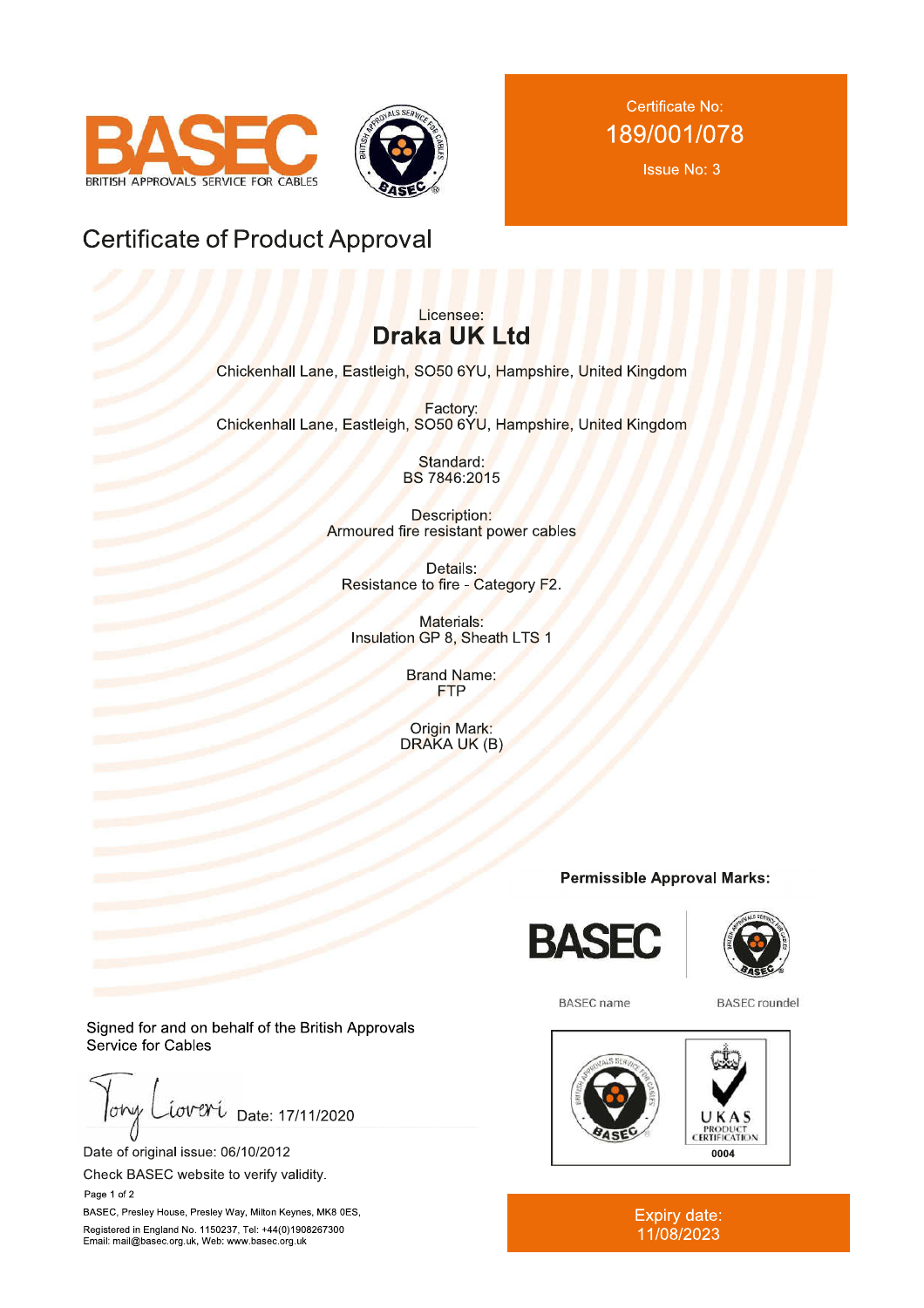BASEC
BRITISH APPROVALS SERVICE FOR CABLES

Certificate No:
189/001/078
Issue No: 3

# Certificate of Product Approval

Licensee:
**Draka UK Ltd**

Chickenhall Lane, Eastleigh, SO50 6YU, Hampshire, United Kingdom

Factory:
Chickenhall Lane, Eastleigh, SO50 6YU, Hampshire, United Kingdom

Standard:
BS 7846:2015

Description:
Armoured fire resistant power cables

Details:
Resistance to fire - Category F2.

Materials:
Insulation GP 8, Sheath LTS 1

Brand Name:
FTP

Origin Mark:
DRAKA UK (B)

**Permissible Approval Marks:**

BASEC name | BASEC roundel

UKAS PRODUCT CERTIFICATION 0004

Signed for and on behalf of the British Approvals Service for Cables

Tony Liveri Date: 17/11/2020

Date of original issue: 06/10/2012

Check BASEC website to verify validity.

Page 1 of 2

BASEC, Presley House, Presley Way, Milton Keynes, MK8 0ES,
Registered in England No. 1150237, Tel: +44(0)1908267300
Email: mail@basec.org.uk, Web: www.basec.org.uk

Expiry date:
11/08/2023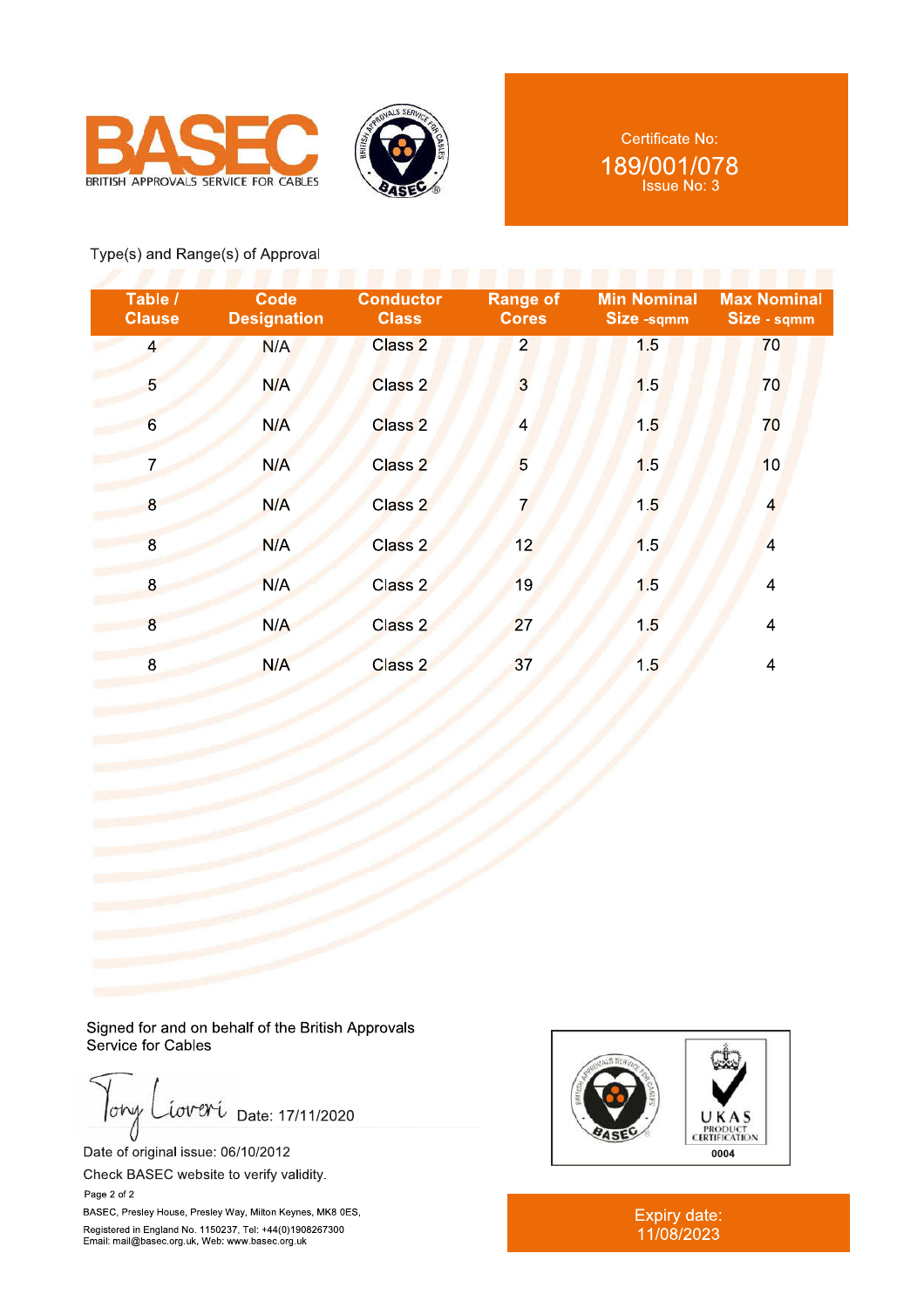BASEC
BRITISH APPROVALS SERVICE FOR CABLES

Certificate No:
189/001/078
Issue No: 3

Type(s) and Range(s) of Approval

| Table / Clause | Code Designation | Conductor Class | Range of Cores | Min Nominal Size -sqmm | Max Nominal Size - sqmm |
|---|---|---|---|---|---|
| 4 | N/A | Class 2 | 2 | 1.5 | 70 |
| 5 | N/A | Class 2 | 3 | 1.5 | 70 |
| 6 | N/A | Class 2 | 4 | 1.5 | 70 |
| 7 | N/A | Class 2 | 5 | 1.5 | 10 |
| 8 | N/A | Class 2 | 7 | 1.5 | 4 |
| 8 | N/A | Class 2 | 12 | 1.5 | 4 |
| 8 | N/A | Class 2 | 19 | 1.5 | 4 |
| 8 | N/A | Class 2 | 27 | 1.5 | 4 |
| 8 | N/A | Class 2 | 37 | 1.5 | 4 |

Signed for and on behalf of the British Approvals Service for Cables

Tony Liveri Date: 17/11/2020

Date of original issue: 06/10/2012

Check BASEC website to verify validity.

BASEC, Presley House, Presley Way, Milton Keynes, MK8 0ES,
Registered in England No. 1150237, Tel: +44(0)1908267300
Email: mail@basec.org.uk, Web: www.basec.org.uk

UKAS PRODUCT CERTIFICATION 0004

Expiry date:
11/08/2023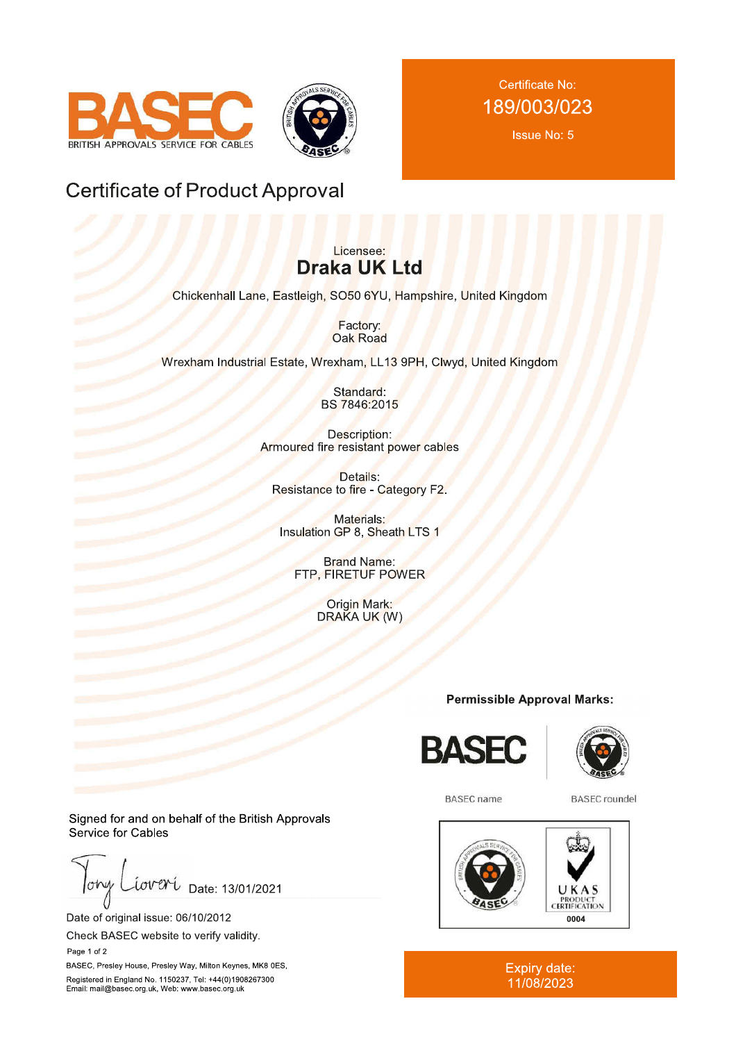BASEC

BRITISH APPROVALS SERVICE FOR CABLES

Certificate No:

189/003/023

Issue No: 5

# Certificate of Product Approval

Licensee:

**Draka UK Ltd**

Chickenhall Lane, Eastleigh, SO50 6YU, Hampshire, United Kingdom

Factory:
Oak Road

Wrexham Industrial Estate, Wrexham, LL13 9PH, Clwyd, United Kingdom

Standard:
BS 7846:2015

Description:
Armoured fire resistant power cables

Details:
Resistance to fire - Category F2.

Materials:
Insulation GP 8, Sheath LTS 1

Brand Name:
FTP, FIRETUF POWER

Origin Mark:
DRAKA UK (W)

**Permissible Approval Marks:**

BASEC name | BASEC roundel

UKAS PRODUCT CERTIFICATION 0004

Signed for and on behalf of the British Approvals Service for Cables

Date: 13/01/2021

Date of original issue: 06/10/2012

Check BASEC website to verify validity.

BASEC, Presley House, Presley Way, Milton Keynes, MK8 0ES,
Registered in England No. 1150237, Tel: +44(0)1908267300
Email: mail@basec.org.uk, Web: www.basec.org.uk

Expiry date:
11/08/2023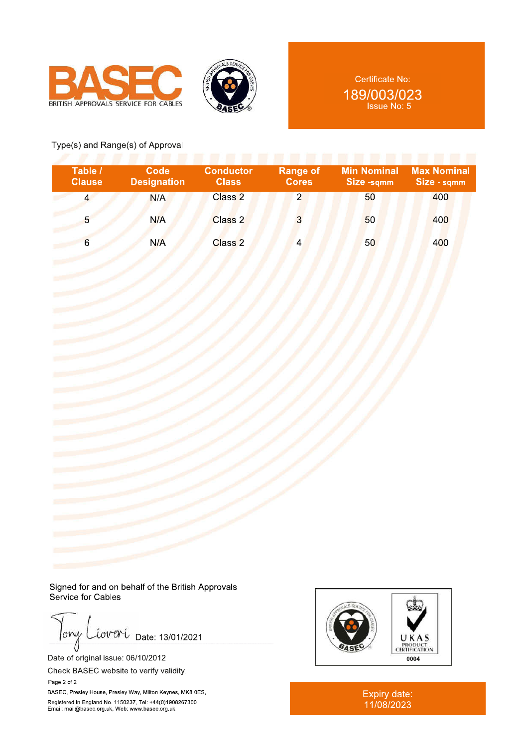BASEC

BRITISH APPROVALS SERVICE FOR CABLES

Certificate No:
189/003/023
Issue No: 5

Type(s) and Range(s) of Approval

| Table / Clause | Code Designation | Conductor Class | Range of Cores | Min Nominal Size -sqmm | Max Nominal Size - sqmm |
|---|---|---|---|---|---|
| 4 | N/A | Class 2 | 2 | 50 | 400 |
| 5 | N/A | Class 2 | 3 | 50 | 400 |
| 6 | N/A | Class 2 | 4 | 50 | 400 |

Signed for and on behalf of the British Approvals Service for Cables

Tony Liveri Date: 13/01/2021

Date of original issue: 06/10/2012

Check BASEC website to verify validity.

UKAS PRODUCT CERTIFICATION 0004

BASEC, Presley House, Presley Way, Milton Keynes, MK8 0ES,
Registered in England No. 1150237, Tel: +44(0)1908267300
Email: mail@basec.org.uk, Web: www.basec.org.uk

Expiry date:
11/08/2023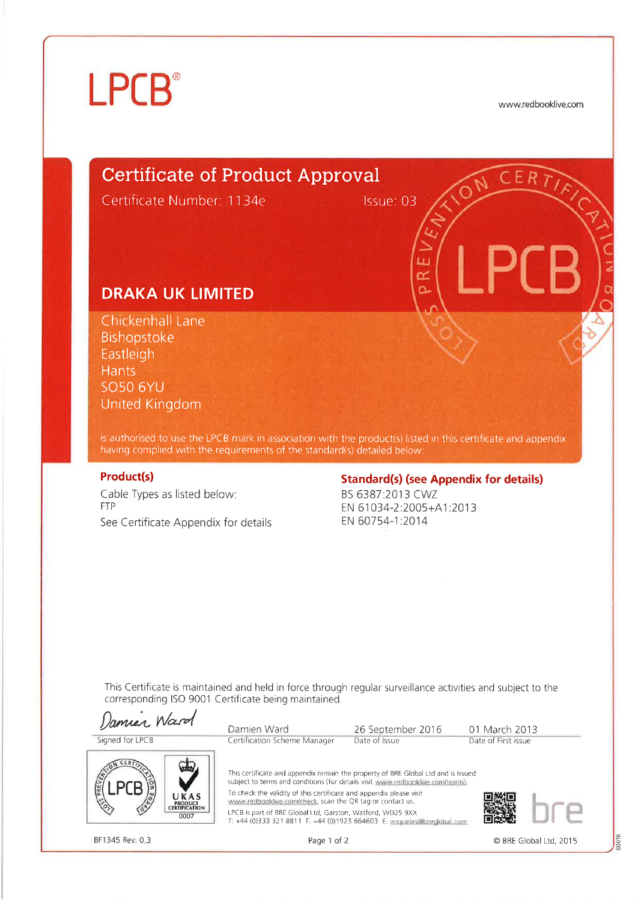# LPCB®

www.redbooklive.com

## Certificate of Product Approval

Certificate Number: 1134e

Issue: 03

### DRAKA UK LIMITED

Chickenhall Lane
Bishopstoke
Eastleigh
Hants
SO50 6YU
United Kingdom

is authorised to use the LPCB mark in association with the product(s) listed in this certificate and appendix having complied with the requirements of the standard(s) detailed below:

**Product(s)**

Cable Types as listed below:
FTP
See Certificate Appendix for details

**Standard(s) (see Appendix for details)**

BS 6387:2013 CWZ
EN 61034-2:2005+A1:2013
EN 60754-1:2014

This Certificate is maintained and held in force through regular surveillance activities and subject to the corresponding ISO 9001 Certificate being maintained.

| Signed for LPCB | Damien Ward<br>Certification Scheme Manager | 26 September 2016<br>Date of Issue | 01 March 2013<br>Date of First issue |
|---|---|---|---|

UKAS PRODUCT CERTIFICATION 0007

This certificate and appendix remain the property of BRE Global Ltd and is issued subject to terms and conditions (for details visit www.redbooklive.com/terms).
To check the validity of this certificate and appendix please visit www.redbooklive.com/check, scan the QR tag or contact us.
LPCB is part of BRE Global Ltd, Garston, Watford, WD25 9XX
T: +44 (0)333 321 8811 F: +44 (0)1923 664603 E: enquiries@bregloball.com

BF1345 Rev. 0.3

© BRE Global Ltd, 2015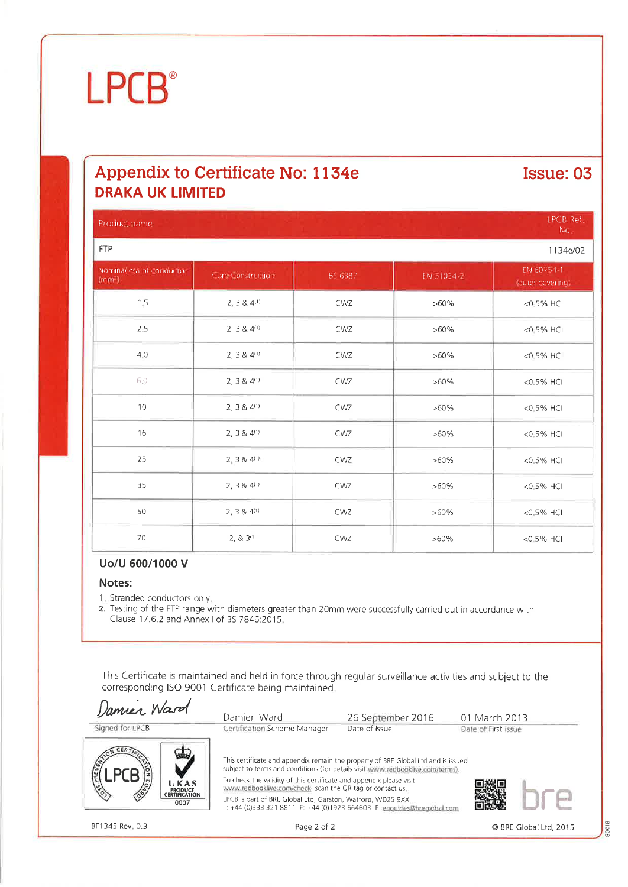# LPCB®

## Appendix to Certificate No: 1134e

**Issue: 03**

## DRAKA UK LIMITED

| Product name | | | | LPCB Ref. No. |
|---|---|---|---|---|
| FTP | | | | 1134e/02 |
| Nominal csa of conductor (mm²) | Core Construction | BS 6387 | EN 61034-2 | EN 60754-1 (outer covering) |
| 1.5 | 2, 3 & 4(1) | CWZ | >60% | <0.5% HCl |
| 2.5 | 2, 3 & 4(1) | CWZ | >60% | <0.5% HCl |
| 4.0 | 2, 3 & 4(1) | CWZ | >60% | <0.5% HCl |
| 6.0 | 2, 3 & 4(1) | CWZ | >60% | <0.5% HCl |
| 10 | 2, 3 & 4(1) | CWZ | >60% | <0.5% HCl |
| 16 | 2, 3 & 4(1) | CWZ | >60% | <0.5% HCl |
| 25 | 2, 3 & 4(1) | CWZ | >60% | <0.5% HCl |
| 35 | 2, 3 & 4(1) | CWZ | >60% | <0.5% HCl |
| 50 | 2, 3 & 4(1) | CWZ | >60% | <0.5% HCl |
| 70 | 2, & 3(1) | CWZ | >60% | <0.5% HCl |

**Uo/U 600/1000 V**

**Notes:**

1. Stranded conductors only.
2. Testing of the FTP range with diameters greater than 20mm were successfully carried out in accordance with Clause 17.6.2 and Annex I of BS 7846:2015.

This Certificate is maintained and held in force through regular surveillance activities and subject to the corresponding ISO 9001 Certificate being maintained.

| Signed for LPCB | Damien Ward<br>Certification Scheme Manager | 26 September 2016<br>Date of Issue | 01 March 2013<br>Date of First issue |
|---|---|---|---|

This certificate and appendix remain the property of BRE Global Ltd and is issued subject to terms and conditions (for details visit www.redbooklive.com/terms).

To check the validity of this certificate and appendix please visit www.redbooklive.com/check, scan the QR tag or contact us.

LPCB is part of BRE Global Ltd, Garston, Watford, WD25 9XX
T: +44 (0)333 321 8811 F: +44 (0)1923 664603 E: enquiries@breglobal.com

BF1345 Rev. 0.3

© BRE Global Ltd, 2015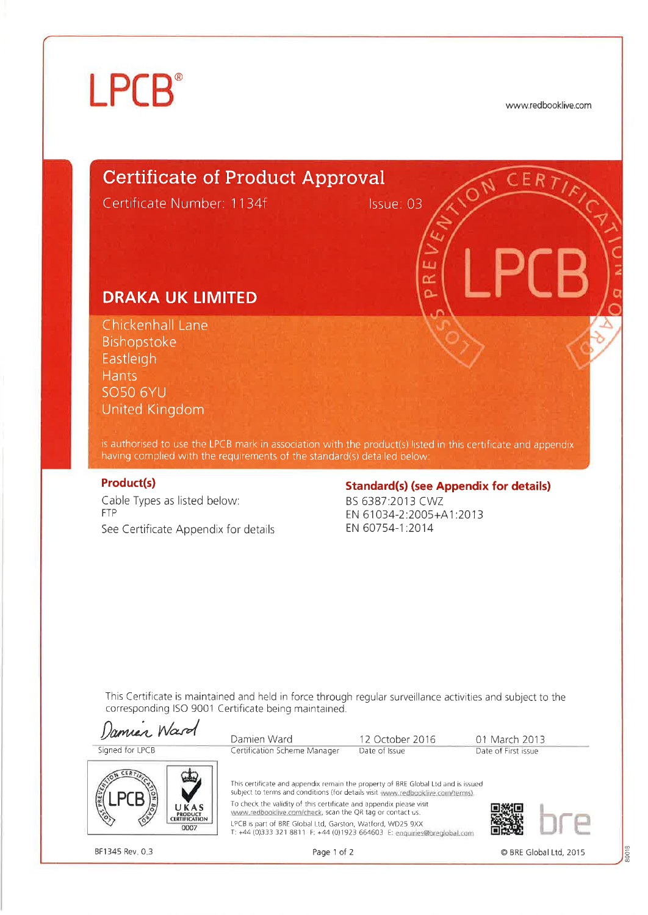# LPCB®

www.redbooklive.com

## Certificate of Product Approval

Certificate Number: 1134f Issue: 03

### DRAKA UK LIMITED

Chickenhall Lane
Bishopstoke
Eastleigh
Hants
SO50 6YU
United Kingdom

is authorised to use the LPCB mark in association with the product(s) listed in this certificate and appendix having complied with the requirements of the standard(s) detailed below:

**Product(s)**

Cable Types as listed below:
FTP
See Certificate Appendix for details

**Standard(s) (see Appendix for details)**

BS 6387:2013 CWZ
EN 61034-2:2005+A1:2013
EN 60754-1:2014

This Certificate is maintained and held in force through regular surveillance activities and subject to the corresponding ISO 9001 Certificate being maintained.

| Damien Ward (signature) | Damien Ward | 12 October 2016 | 01 March 2013 |
|---|---|---|---|
| Signed for LPCB | Certification Scheme Manager | Date of Issue | Date of First issue |

This certificate and appendix remain the property of BRE Global Ltd and is issued subject to terms and conditions (for details visit www.redbooklive.com/terms).

To check the validity of this certificate and appendix please visit www.redbooklive.com/check, scan the QR tag or contact us.

LPCB is part of BRE Global Ltd, Garston, Watford, WD25 9XX
T: +44 (0)333 321 8811 F: +44 (0)1923 664603 E: enquiries@bregloba.com

UKAS PRODUCT CERTIFICATION 0007

BF1345 Rev. 0.3

© BRE Global Ltd, 2015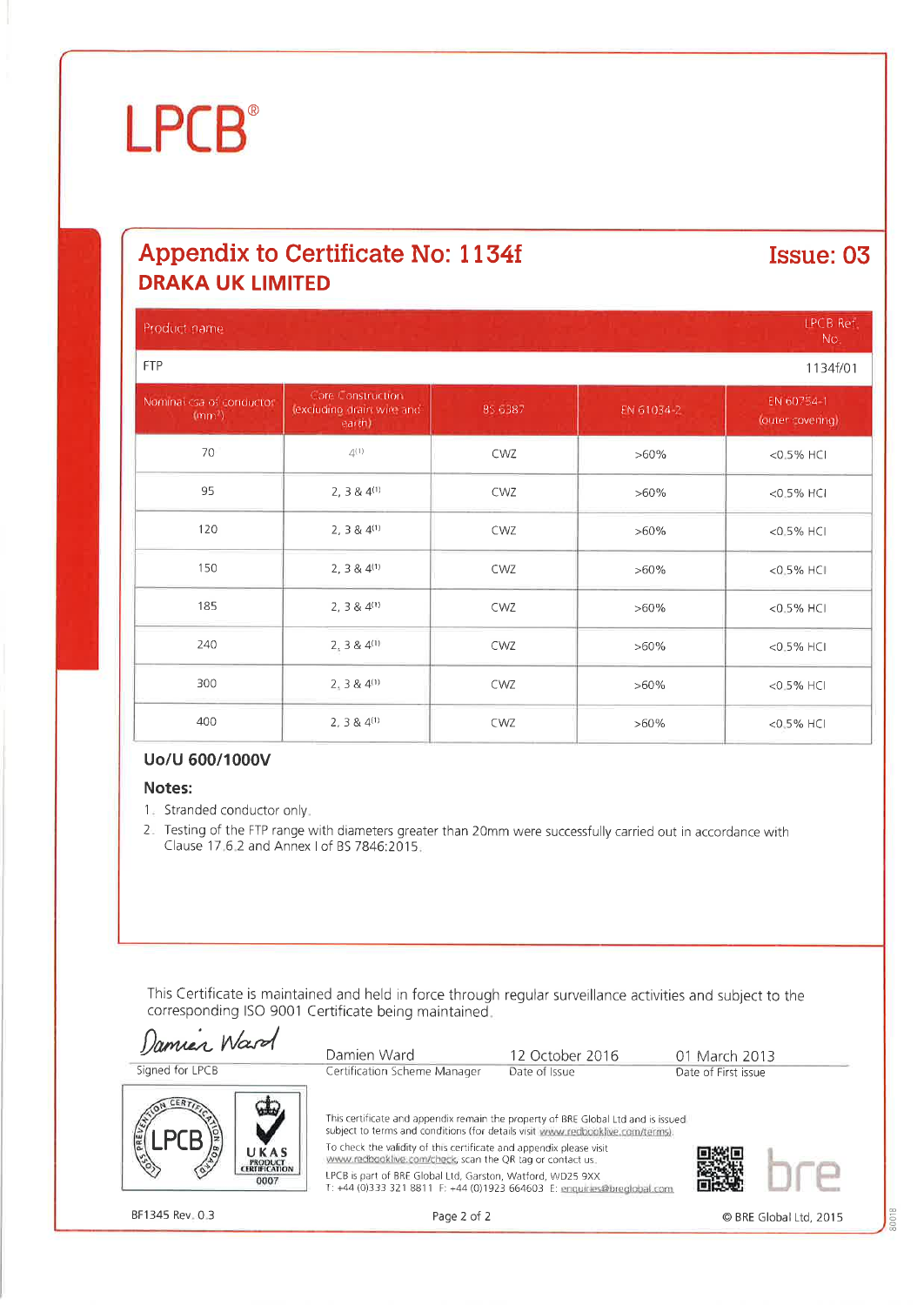# LPCB®

## Appendix to Certificate No: 1134f

**Issue: 03**

### DRAKA UK LIMITED

| Product name | LPCB Ref. No. |
| --- | --- |
| FTP | 1134f/01 |

| Nominal csa of conductor (mm²) | Core Construction (excluding drain wire and earth) | BS 6387 | EN 61034-2 | EN 60754-1 (outer covering) |
| --- | --- | --- | --- | --- |
| 70 | 4[1] | CWZ | >60% | <0.5% HCl |
| 95 | 2, 3 & 4[1] | CWZ | >60% | <0.5% HCl |
| 120 | 2, 3 & 4[1] | CWZ | >60% | <0.5% HCl |
| 150 | 2, 3 & 4[1] | CWZ | >60% | <0.5% HCl |
| 185 | 2, 3 & 4[1] | CWZ | >60% | <0.5% HCl |
| 240 | 2, 3 & 4[1] | CWZ | >60% | <0.5% HCl |
| 300 | 2, 3 & 4[1] | CWZ | >60% | <0.5% HCl |
| 400 | 2, 3 & 4[1] | CWZ | >60% | <0.5% HCl |

**Uo/U 600/1000V**

**Notes:**

1. Stranded conductor only.
2. Testing of the FTP range with diameters greater than 20mm were successfully carried out in accordance with Clause 17.6.2 and Annex I of BS 7846:2015.

This Certificate is maintained and held in force through regular surveillance activities and subject to the corresponding ISO 9001 Certificate being maintained.

| Signed for LPCB | Damien Ward<br>Certification Scheme Manager | 12 October 2016<br>Date of Issue | 01 March 2013<br>Date of First issue |
| --- | --- | --- | --- |

This certificate and appendix remain the property of BRE Global Ltd and is issued subject to terms and conditions (for details visit www.redbooklive.com/terms).
To check the validity of this certificate and appendix please visit www.redbooklive.com/check, scan the QR tag or contact us.
LPCB is part of BRE Global Ltd, Garston, Watford, WD25 9XX
T: +44 (0)333 321 8811 F: +44 (0)1923 664603 E: enquiries@breglobal.com

BF1345 Rev. 0.3

© BRE Global Ltd, 2015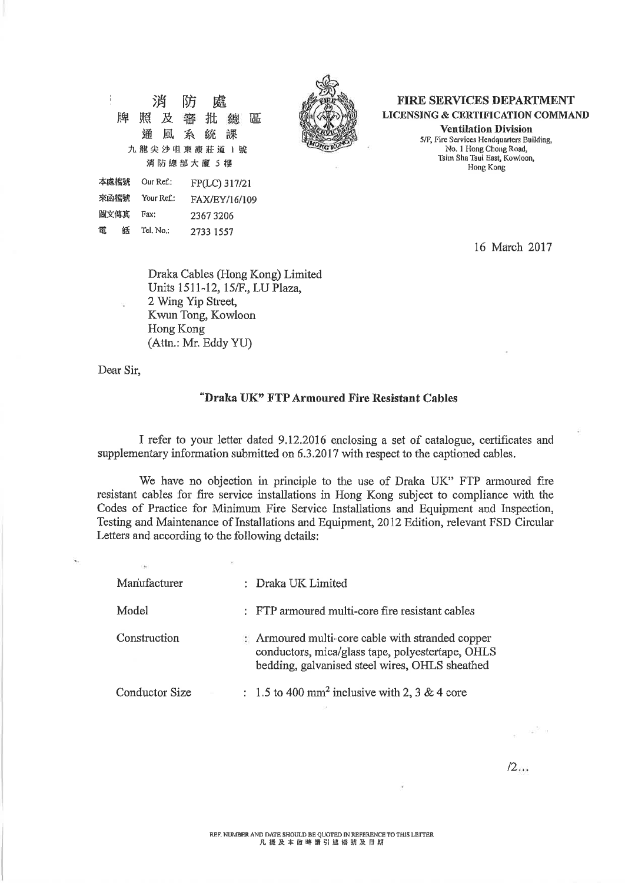消防處
牌照及審批總區
通風系統課
九龍尖沙咀東康莊道1號
消防總部大廈5樓

**FIRE SERVICES DEPARTMENT**
**LICENSING & CERTIFICATION COMMAND**
**Ventilation Division**
5/F, Fire Services Headquarters Building,
No. 1 Hong Chong Road,
Tsim Sha Tsui East, Kowloon,
Hong Kong

| | | |
|---|---|---|
| 本處檔號 | Our Ref.: | FP(LC) 317/21 |
| 來函檔號 | Your Ref.: | FAX/EY/16/109 |
| 圖文傳真 | Fax: | 2367 3206 |
| 電話 | Tel. No.: | 2733 1557 |

16 March 2017

Draka Cables (Hong Kong) Limited
Units 1511-12, 15/F., LU Plaza,
2 Wing Yip Street,
Kwun Tong, Kowloon
Hong Kong
(Attn.: Mr. Eddy YU)

Dear Sir,

**"Draka UK" FTP Armoured Fire Resistant Cables**

I refer to your letter dated 9.12.2016 enclosing a set of catalogue, certificates and supplementary information submitted on 6.3.2017 with respect to the captioned cables.

We have no objection in principle to the use of Draka UK" FTP armoured fire resistant cables for fire service installations in Hong Kong subject to compliance with the Codes of Practice for Minimum Fire Service Installations and Equipment and Inspection, Testing and Maintenance of Installations and Equipment, 2012 Edition, relevant FSD Circular Letters and according to the following details:

| | |
|---|---|
| Manufacturer | : Draka UK Limited |
| Model | : FTP armoured multi-core fire resistant cables |
| Construction | : Armoured multi-core cable with stranded copper conductors, mica/glass tape, polyestertape, OHLS bedding, galvanised steel wires, OHLS sheathed |
| Conductor Size | : 1.5 to 400 $mm^2$ inclusive with 2, 3 & 4 core |

/2...

REF. NUMBER AND DATE SHOULD BE QUOTED IN REFERENCE TO THIS LETTER
凡提及本函時請引述編號及日期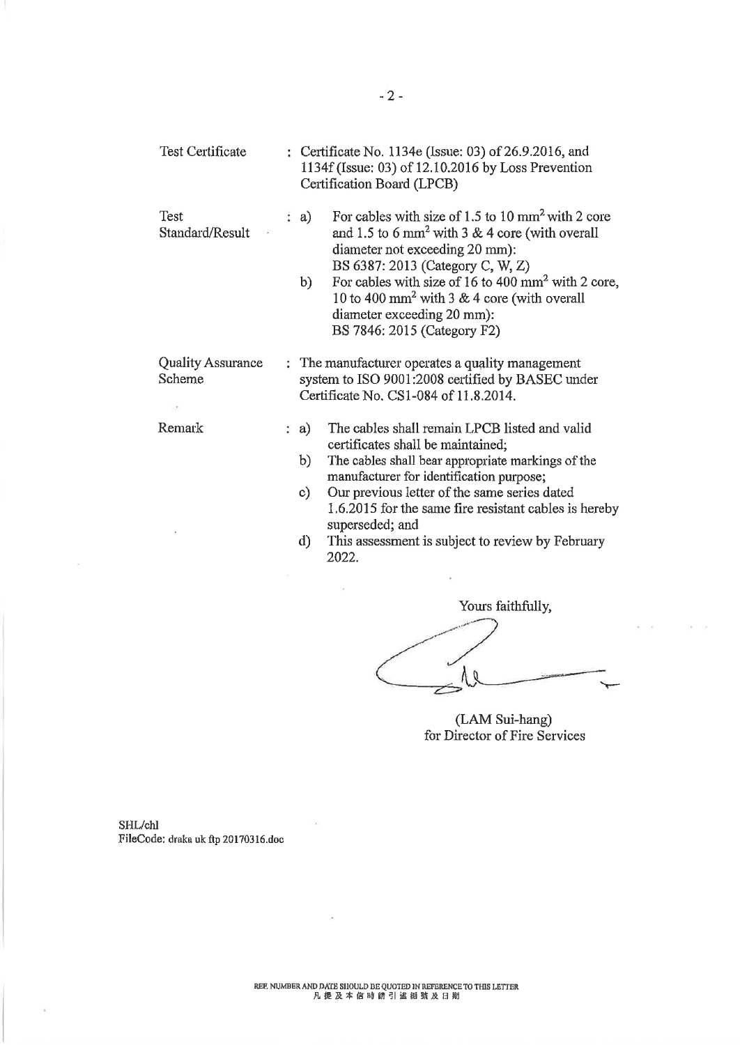| | |
|---|---|
| Test Certificate | : Certificate No. 1134e (Issue: 03) of 26.9.2016, and 1134f (Issue: 03) of 12.10.2016 by Loss Prevention Certification Board (LPCB) |
| Test Standard/Result | : a) For cables with size of 1.5 to 10 $mm^2$ with 2 core and 1.5 to 6 $mm^2$ with 3 & 4 core (with overall diameter not exceeding 20 mm): BS 6387: 2013 (Category C, W, Z)<br>b) For cables with size of 16 to 400 $mm^2$ with 2 core, 10 to 400 $mm^2$ with 3 & 4 core (with overall diameter exceeding 20 mm): BS 7846: 2015 (Category F2) |
| Quality Assurance Scheme | : The manufacturer operates a quality management system to ISO 9001:2008 certified by BASEC under Certificate No. CS1-084 of 11.8.2014. |
| Remark | : a) The cables shall remain LPCB listed and valid certificates shall be maintained;<br>b) The cables shall bear appropriate markings of the manufacturer for identification purpose;<br>c) Our previous letter of the same series dated 1.6.2015 for the same fire resistant cables is hereby superseded; and<br>d) This assessment is subject to review by February 2022. |

Yours faithfully,

(LAM Sui-hang)
for Director of Fire Services

SHL/chl
FileCode: draka uk ftp 20170316.doc

REF. NUMBER AND DATE SHOULD BE QUOTED IN REFERENCE TO THIS LETTER
凡提及本信時請引述編號及日期